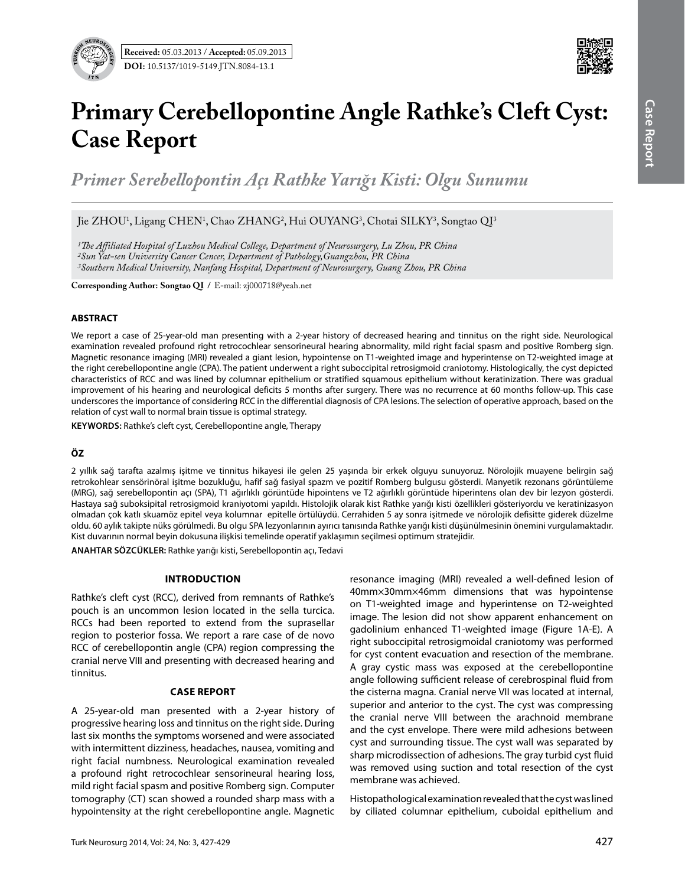**Received:** 05.03.2013 / **Accepted:** 05.09.2013

**DOI:** 10.5137/1019-5149.JTN.8084-13.1

# Primary Cerebellopontine Angle Rathke's Cleft Cyst: Case Report

## *Primer Serebellopontin Açı Rathke Yarığı Kisti: Olgu Sunumu*

Jie ZHOU[1], Ligang CHEN[1], Chao ZHANG[2], Hui OUYANG[3], Chotai SILKY[3], Songtao QI[3]

*[1]The Affiliated Hospital of Luzhou Medical College, Department of Neurosurgery, Lu Zhou, PR China*
*[2]Sun Yat-sen University Cancer Cencer, Department of Pathology, Guangzhou, PR China*
*[3]Southern Medical University, Nanfang Hospital, Department of Neurosurgery, Guang Zhou, PR China*

**Corresponding Author: Songtao QI /** E-mail: zj000718@yeah.net

### ABSTRACT

We report a case of 25-year-old man presenting with a 2-year history of decreased hearing and tinnitus on the right side. Neurological examination revealed profound right retrocochlear sensorineural hearing abnormality, mild right facial spasm and positive Romberg sign. Magnetic resonance imaging (MRI) revealed a giant lesion, hypointense on T1-weighted image and hyperintense on T2-weighted image at the right cerebellopontine angle (CPA). The patient underwent a right suboccipital retrosigmoid craniotomy. Histologically, the cyst depicted characteristics of RCC and was lined by columnar epithelium or stratified squamous epithelium without keratinization. There was gradual improvement of his hearing and neurological deficits 5 months after surgery. There was no recurrence at 60 months follow-up. This case underscores the importance of considering RCC in the differential diagnosis of CPA lesions. The selection of operative approach, based on the relation of cyst wall to normal brain tissue is optimal strategy.

**KEYWORDS:** Rathke's cleft cyst, Cerebellopontine angle, Therapy

### ÖZ

2 yıllık sağ tarafta azalmış işitme ve tinnitus hikayesi ile gelen 25 yaşında bir erkek olguyu sunuyoruz. Nörolojik muayene belirgin sağ retrokohlear sensörinöral işitme bozukluğu, hafif sağ fasiyal spazm ve pozitif Romberg bulgusu gösterdi. Manyetik rezonans görüntüleme (MRG), sağ serebellopontin açı (SPA), T1 ağırlıklı görüntüde hipointens ve T2 ağırlıklı görüntüde hiperintens olan dev bir lezyon gösterdi. Hastaya sağ suboksipital retrosigmoid kraniyotomi yapıldı. Histolojik olarak kist Rathke yarığı kisti özellikleri gösteriyordu ve keratinizasyon olmadan çok katlı skuamöz epitel veya kolumnar epitelle örtülüydü. Cerrahiden 5 ay sonra işitmede ve nörolojik defisitte giderek düzelme oldu. 60 aylık takipte nüks görülmedi. Bu olgu SPA lezyonlarının ayırıcı tanısında Rathke yarığı kisti düşünülmesinin önemini vurgulamaktadır. Kist duvarının normal beyin dokusuna ilişkisi temelinde operatif yaklaşımın seçilmesi optimum stratejidir.

**ANAHTAR SÖZCÜKLER:** Rathke yarığı kisti, Serebellopontin açı, Tedavi

### INTRODUCTION

Rathke's cleft cyst (RCC), derived from remnants of Rathke's pouch is an uncommon lesion located in the sella turcica. RCCs had been reported to extend from the suprasellar region to posterior fossa. We report a rare case of de novo RCC of cerebellopontin angle (CPA) region compressing the cranial nerve VIII and presenting with decreased hearing and tinnitus.

### CASE REPORT

A 25-year-old man presented with a 2-year history of progressive hearing loss and tinnitus on the right side. During last six months the symptoms worsened and were associated with intermittent dizziness, headaches, nausea, vomiting and right facial numbness. Neurological examination revealed a profound right retrocochlear sensorineural hearing loss, mild right facial spasm and positive Romberg sign. Computer tomography (CT) scan showed a rounded sharp mass with a hypointensity at the right cerebellopontine angle. Magnetic resonance imaging (MRI) revealed a well-defined lesion of 40mm×30mm×46mm dimensions that was hypointense on T1-weighted image and hyperintense on T2-weighted image. The lesion did not show apparent enhancement on gadolinium enhanced T1-weighted image (Figure 1A-E). A right suboccipital retrosigmoidal craniotomy was performed for cyst content evacuation and resection of the membrane. A gray cystic mass was exposed at the cerebellopontine angle following sufficient release of cerebrospinal fluid from the cisterna magna. Cranial nerve VII was located at internal, superior and anterior to the cyst. The cyst was compressing the cranial nerve VIII between the arachnoid membrane and the cyst envelope. There were mild adhesions between cyst and surrounding tissue. The cyst wall was separated by sharp microdissection of adhesions. The gray turbid cyst fluid was removed using suction and total resection of the cyst membrane was achieved.

Histopathological examination revealed that the cyst was lined by ciliated columnar epithelium, cuboidal epithelium and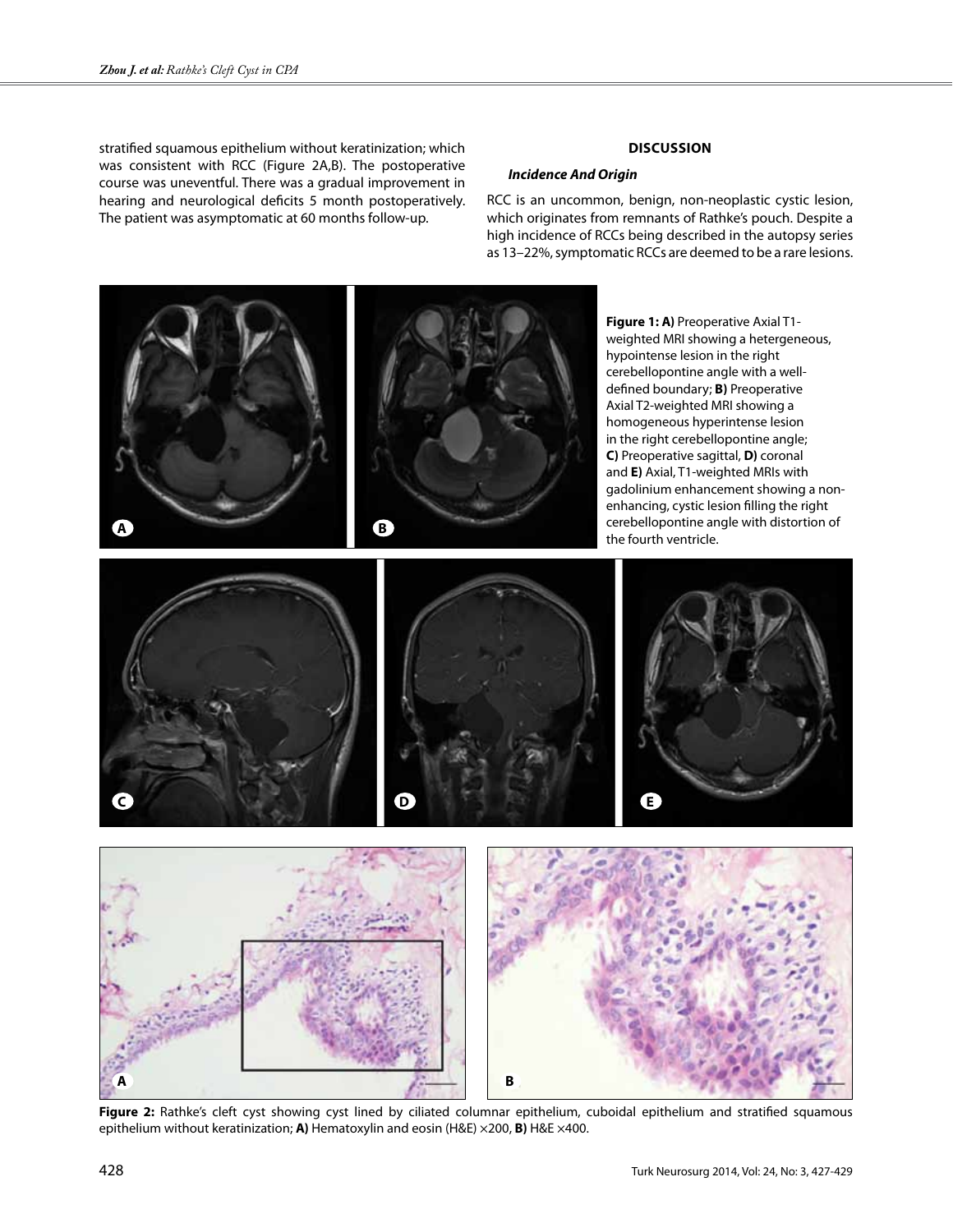stratified squamous epithelium without keratinization; which was consistent with RCC (Figure 2A,B). The postoperative course was uneventful. There was a gradual improvement in hearing and neurological deficits 5 month postoperatively. The patient was asymptomatic at 60 months follow-up.

## DISCUSSION

### *Incidence And Origin*

RCC is an uncommon, benign, non-neoplastic cystic lesion, which originates from remnants of Rathke's pouch. Despite a high incidence of RCCs being described in the autopsy series as 13–22%, symptomatic RCCs are deemed to be a rare lesions.

**Figure 1: A)** Preoperative Axial T1-weighted MRI showing a hetergeneous, hypointense lesion in the right cerebellopontine angle with a well-defined boundary; **B)** Preoperative Axial T2-weighted MRI showing a homogeneous hyperintense lesion in the right cerebellopontine angle; **C)** Preoperative sagittal, **D)** coronal and **E)** Axial, T1-weighted MRIs with gadolinium enhancement showing a non-enhancing, cystic lesion filling the right cerebellopontine angle with distortion of the fourth ventricle.

**Figure 2:** Rathke's cleft cyst showing cyst lined by ciliated columnar epithelium, cuboidal epithelium and stratified squamous epithelium without keratinization; **A)** Hematoxylin and eosin (H&E) ×200, **B)** H&E ×400.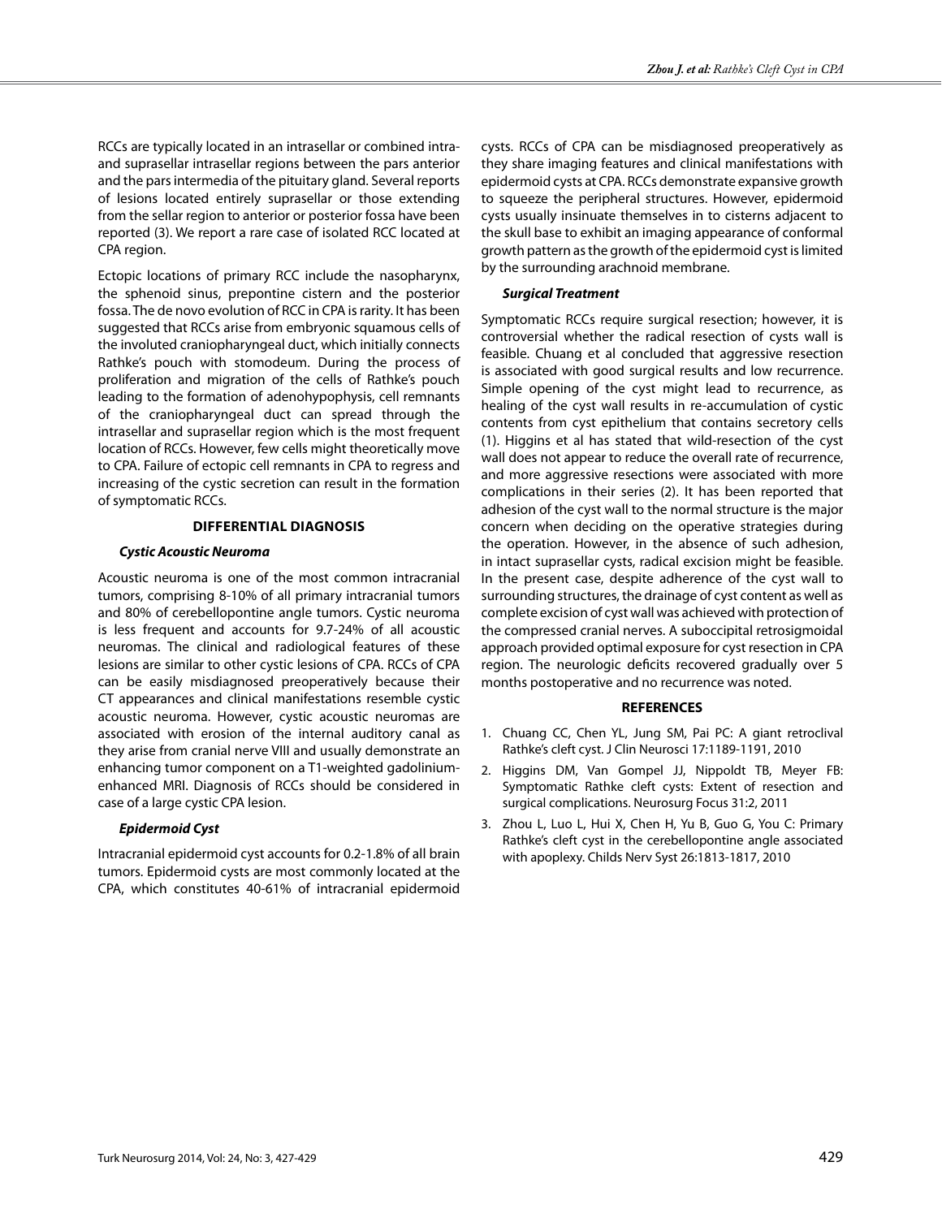RCCs are typically located in an intrasellar or combined intra- and suprasellar intrasellar regions between the pars anterior and the pars intermedia of the pituitary gland. Several reports of lesions located entirely suprasellar or those extending from the sellar region to anterior or posterior fossa have been reported (3). We report a rare case of isolated RCC located at CPA region.

Ectopic locations of primary RCC include the nasopharynx, the sphenoid sinus, prepontine cistern and the posterior fossa. The de novo evolution of RCC in CPA is rarity. It has been suggested that RCCs arise from embryonic squamous cells of the involuted craniopharyngeal duct, which initially connects Rathke's pouch with stomodeum. During the process of proliferation and migration of the cells of Rathke's pouch leading to the formation of adenohypophysis, cell remnants of the craniopharyngeal duct can spread through the intrasellar and suprasellar region which is the most frequent location of RCCs. However, few cells might theoretically move to CPA. Failure of ectopic cell remnants in CPA to regress and increasing of the cystic secretion can result in the formation of symptomatic RCCs.

## DIFFERENTIAL DIAGNOSIS

### *Cystic Acoustic Neuroma*

Acoustic neuroma is one of the most common intracranial tumors, comprising 8-10% of all primary intracranial tumors and 80% of cerebellopontine angle tumors. Cystic neuroma is less frequent and accounts for 9.7-24% of all acoustic neuromas. The clinical and radiological features of these lesions are similar to other cystic lesions of CPA. RCCs of CPA can be easily misdiagnosed preoperatively because their CT appearances and clinical manifestations resemble cystic acoustic neuroma. However, cystic acoustic neuromas are associated with erosion of the internal auditory canal as they arise from cranial nerve VIII and usually demonstrate an enhancing tumor component on a T1-weighted gadolinium-enhanced MRI. Diagnosis of RCCs should be considered in case of a large cystic CPA lesion.

### *Epidermoid Cyst*

Intracranial epidermoid cyst accounts for 0.2-1.8% of all brain tumors. Epidermoid cysts are most commonly located at the CPA, which constitutes 40-61% of intracranial epidermoid cysts. RCCs of CPA can be misdiagnosed preoperatively as they share imaging features and clinical manifestations with epidermoid cysts at CPA. RCCs demonstrate expansive growth to squeeze the peripheral structures. However, epidermoid cysts usually insinuate themselves in to cisterns adjacent to the skull base to exhibit an imaging appearance of conformal growth pattern as the growth of the epidermoid cyst is limited by the surrounding arachnoid membrane.

### *Surgical Treatment*

Symptomatic RCCs require surgical resection; however, it is controversial whether the radical resection of cysts wall is feasible. Chuang et al concluded that aggressive resection is associated with good surgical results and low recurrence. Simple opening of the cyst might lead to recurrence, as healing of the cyst wall results in re-accumulation of cystic contents from cyst epithelium that contains secretory cells (1). Higgins et al has stated that wild-resection of the cyst wall does not appear to reduce the overall rate of recurrence, and more aggressive resections were associated with more complications in their series (2). It has been reported that adhesion of the cyst wall to the normal structure is the major concern when deciding on the operative strategies during the operation. However, in the absence of such adhesion, in intact suprasellar cysts, radical excision might be feasible. In the present case, despite adherence of the cyst wall to surrounding structures, the drainage of cyst content as well as complete excision of cyst wall was achieved with protection of the compressed cranial nerves. A suboccipital retrosigmoidal approach provided optimal exposure for cyst resection in CPA region. The neurologic deficits recovered gradually over 5 months postoperative and no recurrence was noted.

## REFERENCES

1. Chuang CC, Chen YL, Jung SM, Pai PC: A giant retroclival Rathke's cleft cyst. J Clin Neurosci 17:1189-1191, 2010
2. Higgins DM, Van Gompel JJ, Nippoldt TB, Meyer FB: Symptomatic Rathke cleft cysts: Extent of resection and surgical complications. Neurosurg Focus 31:2, 2011
3. Zhou L, Luo L, Hui X, Chen H, Yu B, Guo G, You C: Primary Rathke's cleft cyst in the cerebellopontine angle associated with apoplexy. Childs Nerv Syst 26:1813-1817, 2010